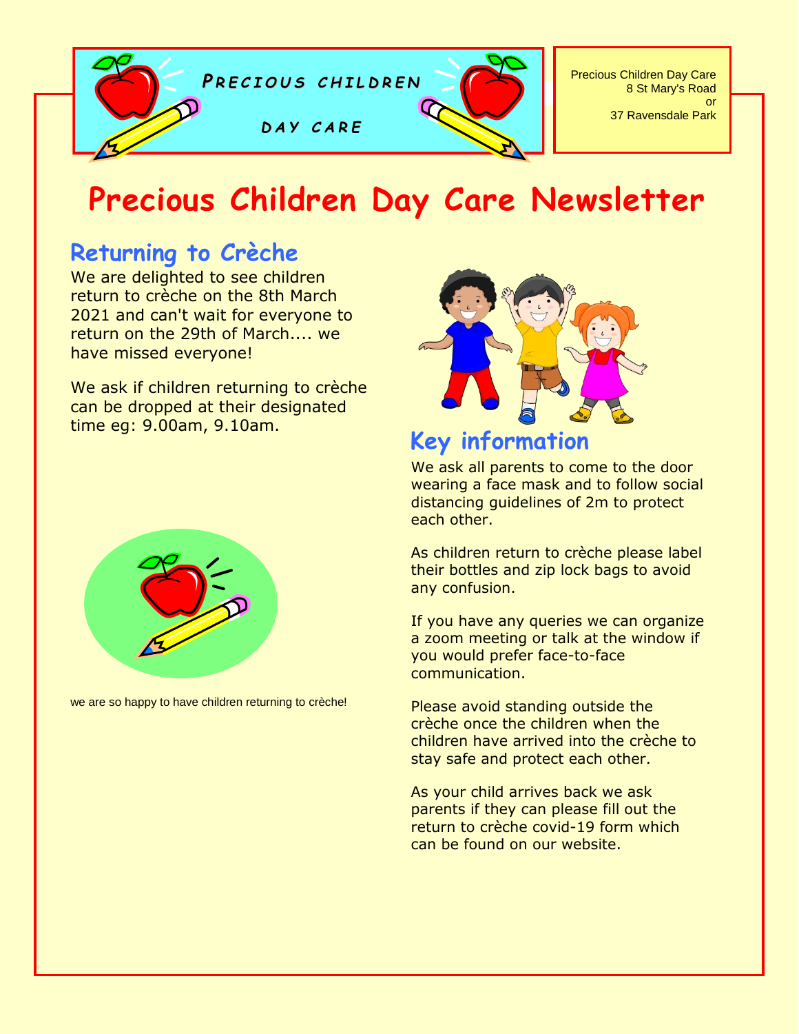PRECIOUS CHILDREN DAY CARE

Precious Children Day Care
8 St Mary's Road
or
37 Ravensdale Park

# Precious Children Day Care Newsletter

## Returning to Crèche

We are delighted to see children return to crèche on the 8th March 2021 and can't wait for everyone to return on the 29th of March.... we have missed everyone!

We ask if children returning to crèche can be dropped at their designated time eg: 9.00am, 9.10am.

we are so happy to have children returning to crèche!

## Key information

We ask all parents to come to the door wearing a face mask and to follow social distancing guidelines of 2m to protect each other.

As children return to crèche please label their bottles and zip lock bags to avoid any confusion.

If you have any queries we can organize a zoom meeting or talk at the window if you would prefer face-to-face communication.

Please avoid standing outside the crèche once the children when the children have arrived into the crèche to stay safe and protect each other.

As your child arrives back we ask parents if they can please fill out the return to crèche covid-19 form which can be found on our website.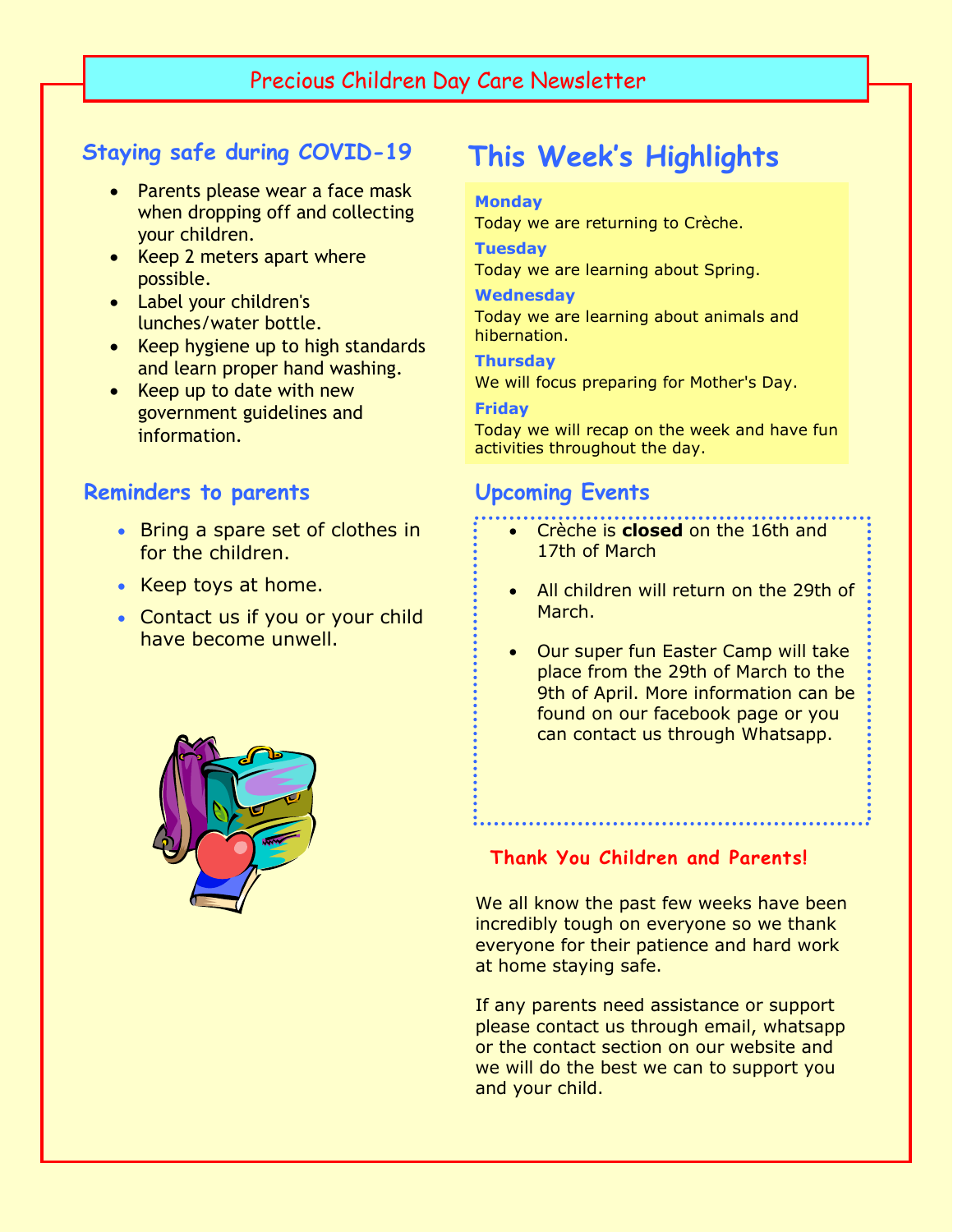# Precious Children Day Care Newsletter

## Staying safe during COVID-19

- Parents please wear a face mask when dropping off and collecting your children.
- Keep 2 meters apart where possible.
- Label your children's lunches/water bottle.
- Keep hygiene up to high standards and learn proper hand washing.
- Keep up to date with new government guidelines and information.

## Reminders to parents

- Bring a spare set of clothes in for the children.
- Keep toys at home.
- Contact us if you or your child have become unwell.

# This Week's Highlights

**Monday**
Today we are returning to Crèche.

**Tuesday**
Today we are learning about Spring.

**Wednesday**
Today we are learning about animals and hibernation.

**Thursday**
We will focus preparing for Mother's Day.

**Friday**
Today we will recap on the week and have fun activities throughout the day.

## Upcoming Events

- Crèche is **closed** on the 16th and 17th of March
- All children will return on the 29th of March.
- Our super fun Easter Camp will take place from the 29th of March to the 9th of April. More information can be found on our facebook page or you can contact us through Whatsapp.

### Thank You Children and Parents!

We all know the past few weeks have been incredibly tough on everyone so we thank everyone for their patience and hard work at home staying safe.

If any parents need assistance or support please contact us through email, whatsapp or the contact section on our website and we will do the best we can to support you and your child.